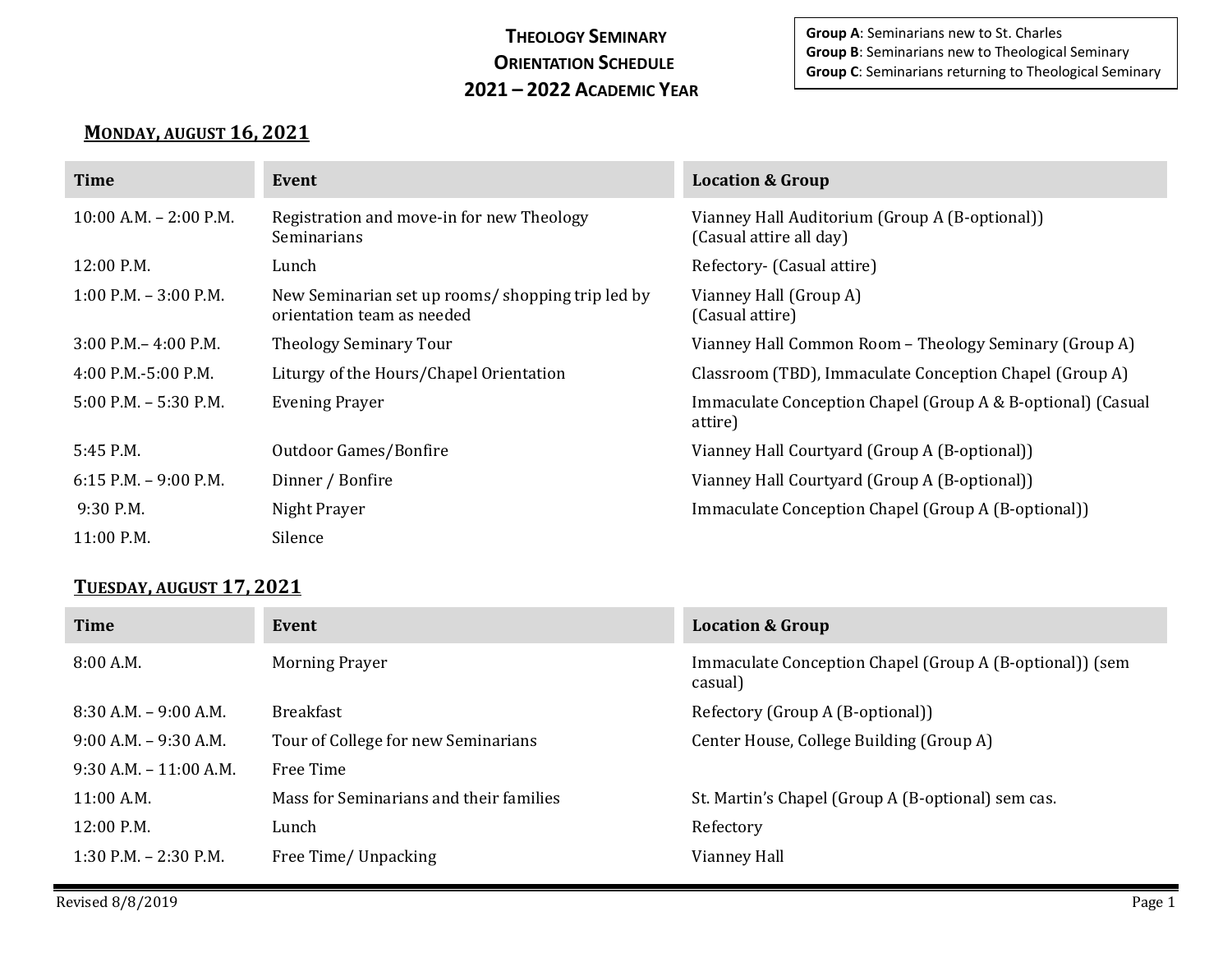# THEOLOGY SEMINARY ORIENTATION SCHEDULE 2021 – 2022 ACADEMIC YEAR

**Group A**: Seminarians new to St. Charles
**Group B**: Seminarians new to Theological Seminary
**Group C**: Seminarians returning to Theological Seminary

## MONDAY, AUGUST 16, 2021

| Time | Event | Location & Group |
|---|---|---|
| 10:00 A.M. – 2:00 P.M. | Registration and move-in for new Theology Seminarians | Vianney Hall Auditorium (Group A (B-optional)) (Casual attire all day) |
| 12:00 P.M. | Lunch | Refectory- (Casual attire) |
| 1:00 P.M. – 3:00 P.M. | New Seminarian set up rooms/ shopping trip led by orientation team as needed | Vianney Hall (Group A) (Casual attire) |
| 3:00 P.M.– 4:00 P.M. | Theology Seminary Tour | Vianney Hall Common Room – Theology Seminary (Group A) |
| 4:00 P.M.-5:00 P.M. | Liturgy of the Hours/Chapel Orientation | Classroom (TBD), Immaculate Conception Chapel (Group A) |
| 5:00 P.M. – 5:30 P.M. | Evening Prayer | Immaculate Conception Chapel (Group A & B-optional) (Casual attire) |
| 5:45 P.M. | Outdoor Games/Bonfire | Vianney Hall Courtyard (Group A (B-optional)) |
| 6:15 P.M. – 9:00 P.M. | Dinner / Bonfire | Vianney Hall Courtyard (Group A (B-optional)) |
| 9:30 P.M. | Night Prayer | Immaculate Conception Chapel (Group A (B-optional)) |
| 11:00 P.M. | Silence | |

## TUESDAY, AUGUST 17, 2021

| Time | Event | Location & Group |
|---|---|---|
| 8:00 A.M. | Morning Prayer | Immaculate Conception Chapel (Group A (B-optional)) (sem casual) |
| 8:30 A.M. – 9:00 A.M. | Breakfast | Refectory (Group A (B-optional)) |
| 9:00 A.M. – 9:30 A.M. | Tour of College for new Seminarians | Center House, College Building (Group A) |
| 9:30 A.M. – 11:00 A.M. | Free Time | |
| 11:00 A.M. | Mass for Seminarians and their families | St. Martin's Chapel (Group A (B-optional) sem cas. |
| 12:00 P.M. | Lunch | Refectory |
| 1:30 P.M. – 2:30 P.M. | Free Time/ Unpacking | Vianney Hall |

Revised 8/8/2019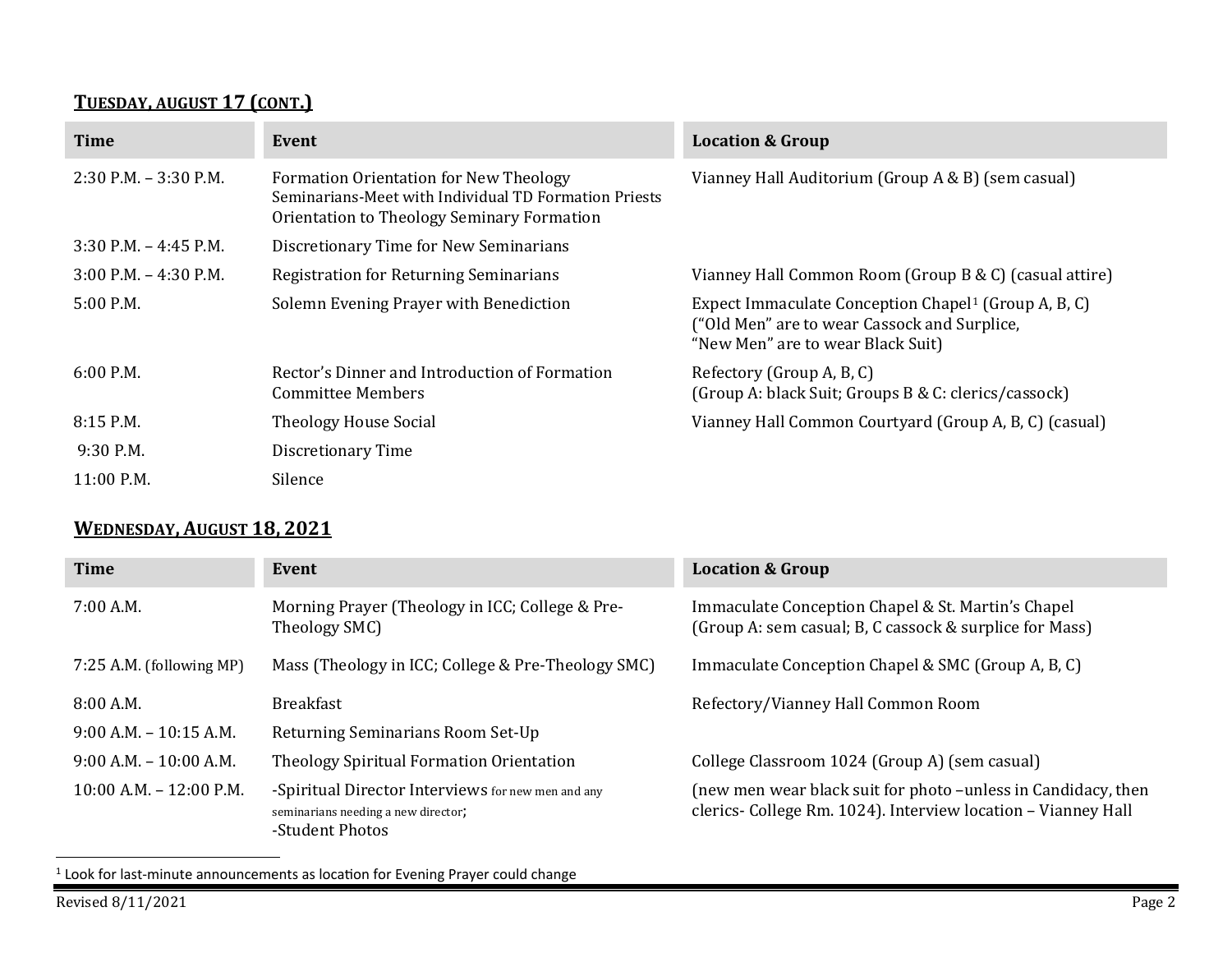## TUESDAY, AUGUST 17 (CONT.)

| Time | Event | Location & Group |
| --- | --- | --- |
| 2:30 P.M. – 3:30 P.M. | Formation Orientation for New Theology Seminarians-Meet with Individual TD Formation Priests Orientation to Theology Seminary Formation | Vianney Hall Auditorium (Group A & B) (sem casual) |
| 3:30 P.M. – 4:45 P.M. | Discretionary Time for New Seminarians | |
| 3:00 P.M. – 4:30 P.M. | Registration for Returning Seminarians | Vianney Hall Common Room (Group B & C) (casual attire) |
| 5:00 P.M. | Solemn Evening Prayer with Benediction | Expect Immaculate Conception Chapel[1] (Group A, B, C) ("Old Men" are to wear Cassock and Surplice, "New Men" are to wear Black Suit) |
| 6:00 P.M. | Rector's Dinner and Introduction of Formation Committee Members | Refectory (Group A, B, C) (Group A: black Suit; Groups B & C: clerics/cassock) |
| 8:15 P.M. | Theology House Social | Vianney Hall Common Courtyard (Group A, B, C) (casual) |
| 9:30 P.M. | Discretionary Time | |
| 11:00 P.M. | Silence | |

## WEDNESDAY, AUGUST 18, 2021

| Time | Event | Location & Group |
| --- | --- | --- |
| 7:00 A.M. | Morning Prayer (Theology in ICC; College & Pre-Theology SMC) | Immaculate Conception Chapel & St. Martin's Chapel (Group A: sem casual; B, C cassock & surplice for Mass) |
| 7:25 A.M. (following MP) | Mass (Theology in ICC; College & Pre-Theology SMC) | Immaculate Conception Chapel & SMC (Group A, B, C) |
| 8:00 A.M. | Breakfast | Refectory/Vianney Hall Common Room |
| 9:00 A.M. – 10:15 A.M. | Returning Seminarians Room Set-Up | |
| 9:00 A.M. – 10:00 A.M. | Theology Spiritual Formation Orientation | College Classroom 1024 (Group A) (sem casual) |
| 10:00 A.M. – 12:00 P.M. | -Spiritual Director Interviews for new men and any seminarians needing a new director; -Student Photos | (new men wear black suit for photo –unless in Candidacy, then clerics- College Rm. 1024). Interview location – Vianney Hall |

[1] Look for last-minute announcements as location for Evening Prayer could change

Revised 8/11/2021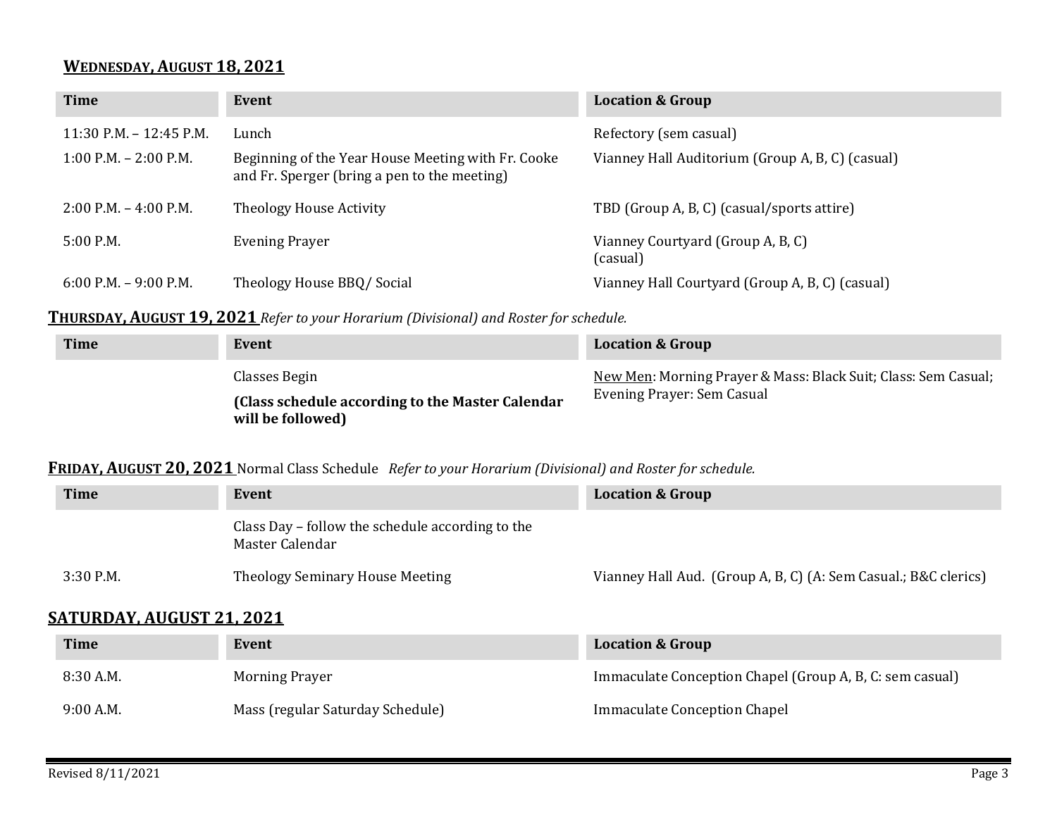## **Wednesday, August 18, 2021**

| Time | Event | Location & Group |
|---|---|---|
| 11:30 P.M. – 12:45 P.M. | Lunch | Refectory (sem casual) |
| 1:00 P.M. – 2:00 P.M. | Beginning of the Year House Meeting with Fr. Cooke and Fr. Sperger (bring a pen to the meeting) | Vianney Hall Auditorium (Group A, B, C) (casual) |
| 2:00 P.M. – 4:00 P.M. | Theology House Activity | TBD (Group A, B, C) (casual/sports attire) |
| 5:00 P.M. | Evening Prayer | Vianney Courtyard (Group A, B, C) (casual) |
| 6:00 P.M. – 9:00 P.M. | Theology House BBQ/ Social | Vianney Hall Courtyard (Group A, B, C) (casual) |

## **Thursday, August 19, 2021** *Refer to your Horarium (Divisional) and Roster for schedule.*

| Time | Event | Location & Group |
|---|---|---|
| | Classes Begin **(Class schedule according to the Master Calendar will be followed)** | New Men: Morning Prayer & Mass: Black Suit; Class: Sem Casual; Evening Prayer: Sem Casual |

## **Friday, August 20, 2021** Normal Class Schedule *Refer to your Horarium (Divisional) and Roster for schedule.*

| Time | Event | Location & Group |
|---|---|---|
| | Class Day – follow the schedule according to the Master Calendar | |
| 3:30 P.M. | Theology Seminary House Meeting | Vianney Hall Aud. (Group A, B, C) (A: Sem Casual.; B&C clerics) |

## **SATURDAY, AUGUST 21, 2021**

| Time | Event | Location & Group |
|---|---|---|
| 8:30 A.M. | Morning Prayer | Immaculate Conception Chapel (Group A, B, C: sem casual) |
| 9:00 A.M. | Mass (regular Saturday Schedule) | Immaculate Conception Chapel |

Revised 8/11/2021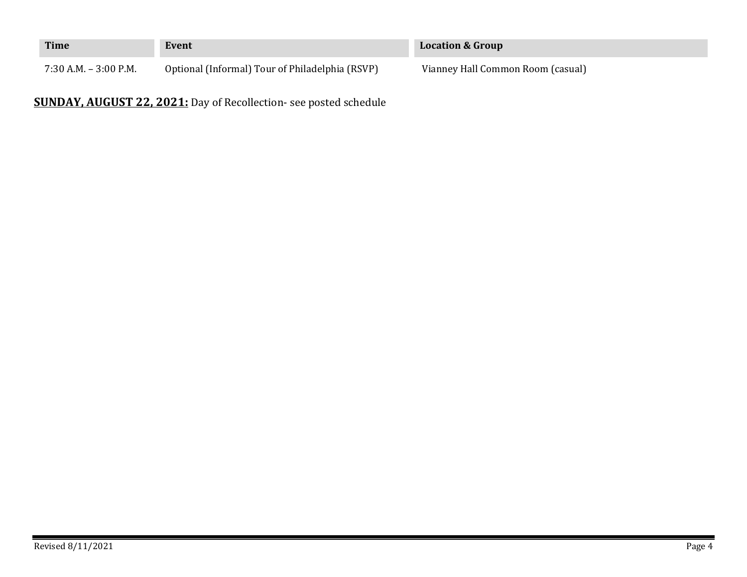| Time | Event | Location & Group |
| --- | --- | --- |
| 7:30 A.M. – 3:00 P.M. | Optional (Informal) Tour of Philadelphia (RSVP) | Vianney Hall Common Room (casual) |

**SUNDAY, AUGUST 22, 2021:** Day of Recollection- see posted schedule

Revised 8/11/2021